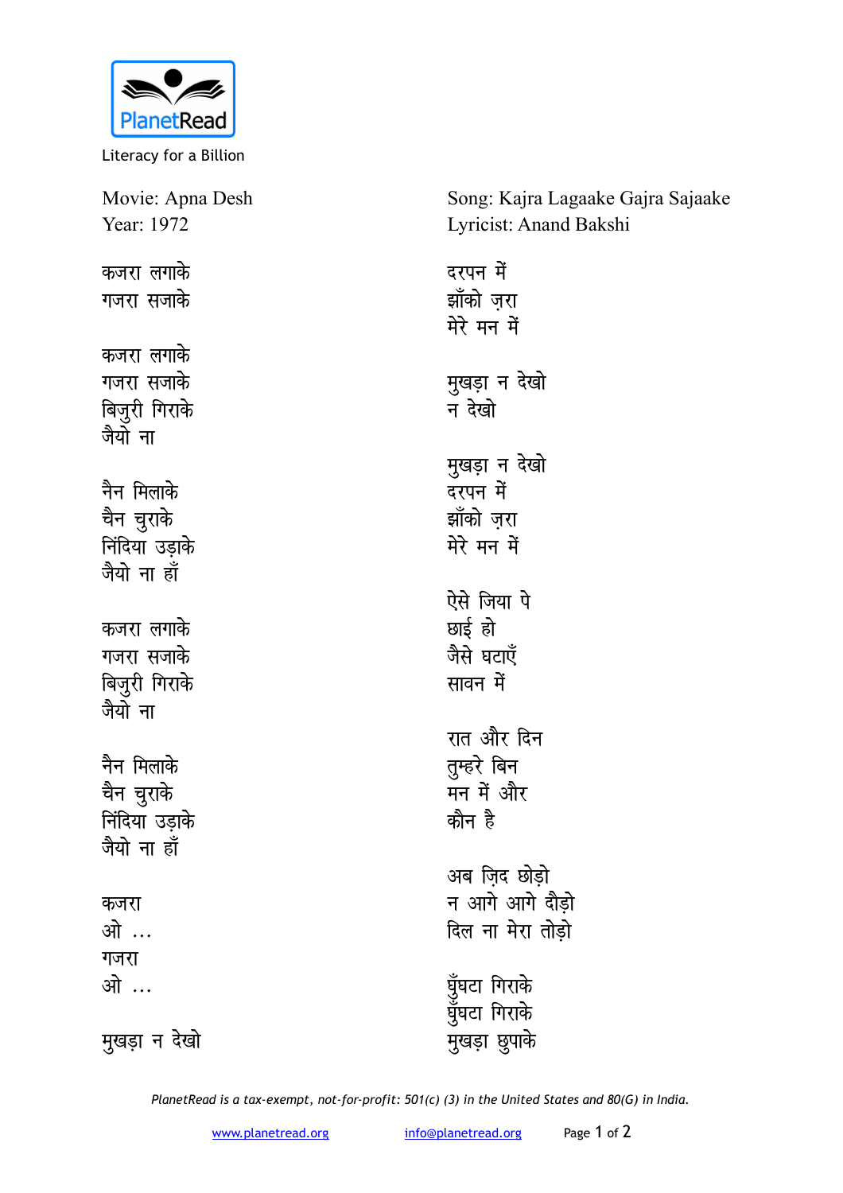PlanetRead

Literacy for a Billion

Movie: Apna Desh
Year: 1972

Song: Kajra Lagaake Gajra Sajaake
Lyricist: Anand Bakshi

कजरा लगाके
गजरा सजाके

कजरा लगाके
गजरा सजाके
बिजुरी गिराके
जैयो ना

नैन मिलाके
चैन चुराके
निंदिया उड़ाके
जैयो ना हाँ

कजरा लगाके
गजरा सजाके
बिजुरी गिराके
जैयो ना

नैन मिलाके
चैन चुराके
निंदिया उड़ाके
जैयो ना हाँ

कजरा
ओ ...
गजरा
ओ ...

मुखड़ा न देखो
दरपन में
झाँको ज़रा
मेरे मन में

मुखड़ा न देखो
न देखो

मुखड़ा न देखो
दरपन में
झाँको ज़रा
मेरे मन में

ऐसे जिया पे
छाई हो
जैसे घटाएँ
सावन में

रात और दिन
तुम्हरे बिन
मन में और
कौन है

अब ज़िद छोड़ो
न आगे आगे दौड़ो
दिल ना मेरा तोड़ो

घुँघटा गिराके
घुँघटा गिराके
मुखड़ा छुपाके

*PlanetRead is a tax-exempt, not-for-profit: 501(c) (3) in the United States and 80(G) in India.*

www.planetread.org info@planetread.org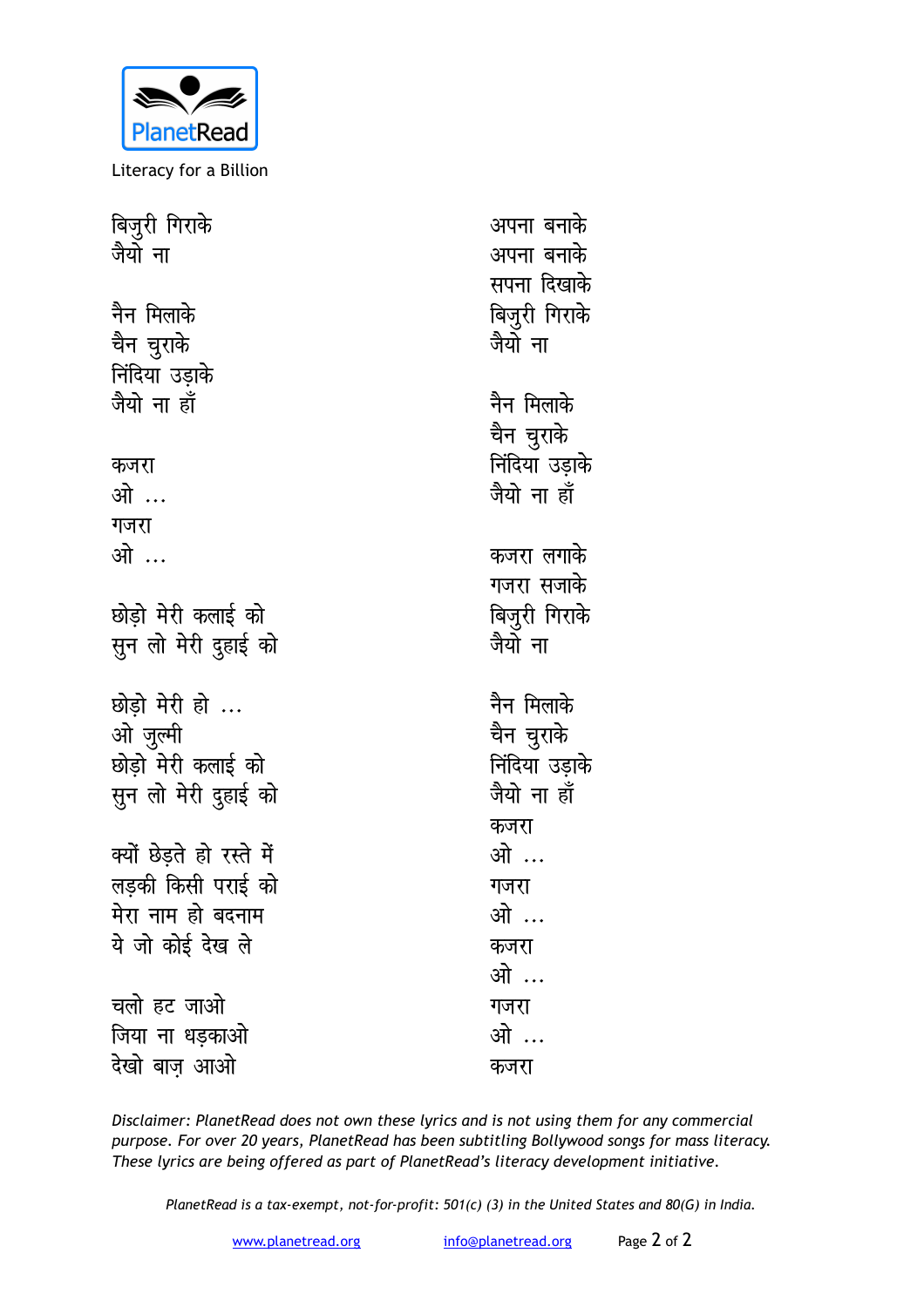बिजुरी गिराके
जैयो ना

नैन मिलाके
चैन चुराके
निंदिया उड़ाके
जैयो ना हाँ

कजरा
ओ ...
गजरा
ओ ...

छोड़ो मेरी कलाई को
सुन लो मेरी दुहाई को

छोड़ो मेरी हो ...
ओ जुल्मी
छोड़ो मेरी कलाई को
सुन लो मेरी दुहाई को

क्यों छेड़ते हो रस्ते में
लड़की किसी पराई को
मेरा नाम हो बदनाम
ये जो कोई देख ले

चलो हट जाओ
जिया ना धड़काओ
देखो बाज़ आओ

अपना बनाके
अपना बनाके
सपना दिखाके
बिजुरी गिराके
जैयो ना

नैन मिलाके
चैन चुराके
निंदिया उड़ाके
जैयो ना हाँ

कजरा लगाके
गजरा सजाके
बिजुरी गिराके
जैयो ना

नैन मिलाके
चैन चुराके
निंदिया उड़ाके
जैयो ना हाँ
कजरा
ओ ...
गजरा
ओ ...
कजरा
ओ ...
गजरा
ओ ...
कजरा

*Disclaimer: PlanetRead does not own these lyrics and is not using them for any commercial purpose. For over 20 years, PlanetRead has been subtitling Bollywood songs for mass literacy. These lyrics are being offered as part of PlanetRead's literacy development initiative.*

*PlanetRead is a tax-exempt, not-for-profit: 501(c) (3) in the United States and 80(G) in India.*

www.planetread.org info@planetread.org